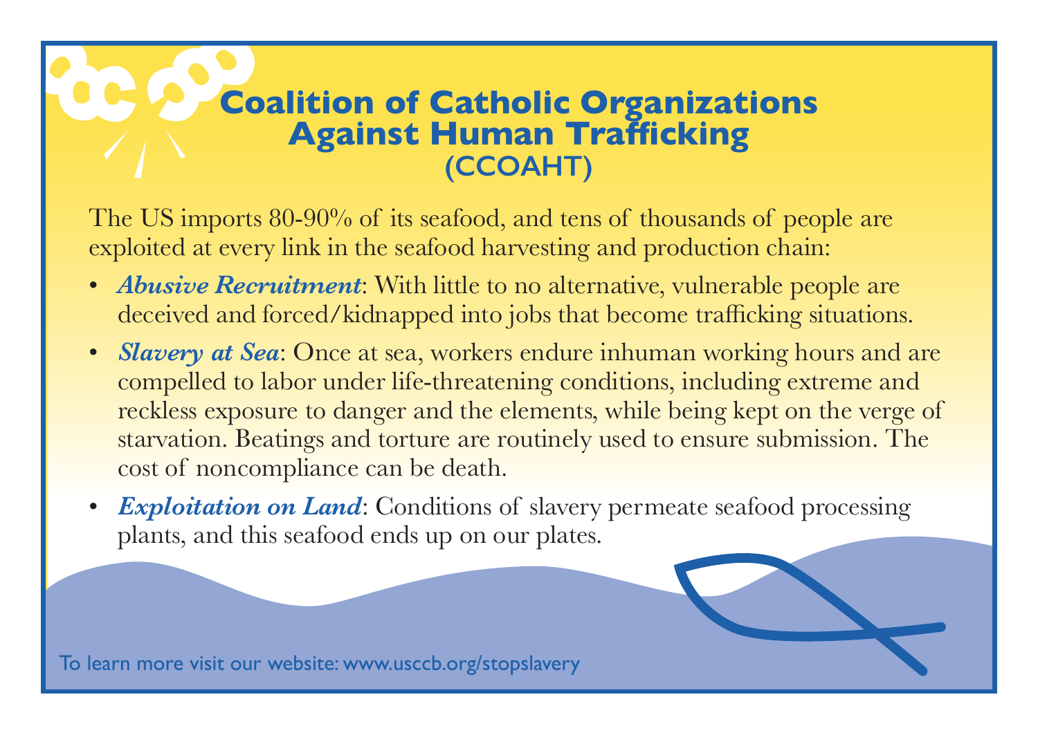# Coalition of Catholic Organizations Against Human Trafficking (CCOAHT)

The US imports 80-90% of its seafood, and tens of thousands of people are exploited at every link in the seafood harvesting and production chain:

- ***Abusive Recruitment***: With little to no alternative, vulnerable people are deceived and forced/kidnapped into jobs that become trafficking situations.
- ***Slavery at Sea***: Once at sea, workers endure inhuman working hours and are compelled to labor under life-threatening conditions, including extreme and reckless exposure to danger and the elements, while being kept on the verge of starvation. Beatings and torture are routinely used to ensure submission. The cost of noncompliance can be death.
- ***Exploitation on Land***: Conditions of slavery permeate seafood processing plants, and this seafood ends up on our plates.

To learn more visit our website: www.usccb.org/stopslavery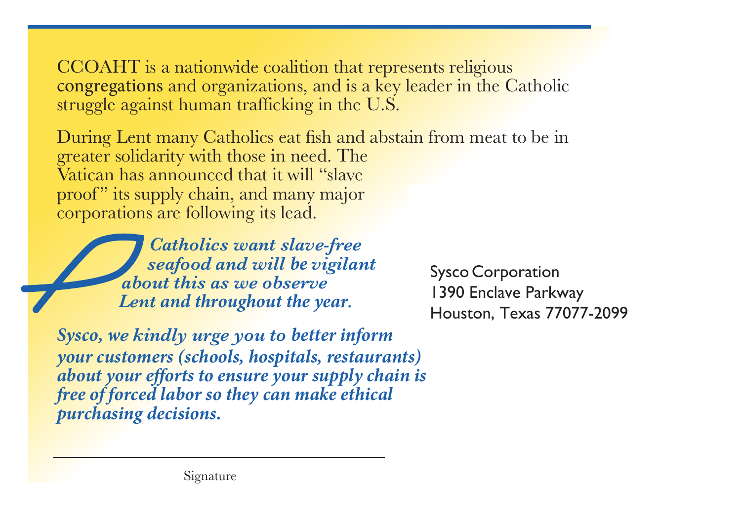CCOAHT is a nationwide coalition that represents religious congregations and organizations, and is a key leader in the Catholic struggle against human trafficking in the U.S.

During Lent many Catholics eat fish and abstain from meat to be in greater solidarity with those in need. The Vatican has announced that it will "slave proof" its supply chain, and many major corporations are following its lead.

***Catholics want slave-free seafood and will be vigilant about this as we observe Lent and throughout the year.***

***Sysco, we kindly urge you to better inform your customers (schools, hospitals, restaurants) about your efforts to ensure your supply chain is free of forced labor so they can make ethical purchasing decisions.***

\_\_\_\_\_\_\_\_\_\_\_\_\_\_\_\_\_\_\_\_\_\_\_\_\_\_\_\_\_\_\_\_\_\_\_\_\_\_\_\_

Signature

Sysco Corporation
1390 Enclave Parkway
Houston, Texas 77077-2099